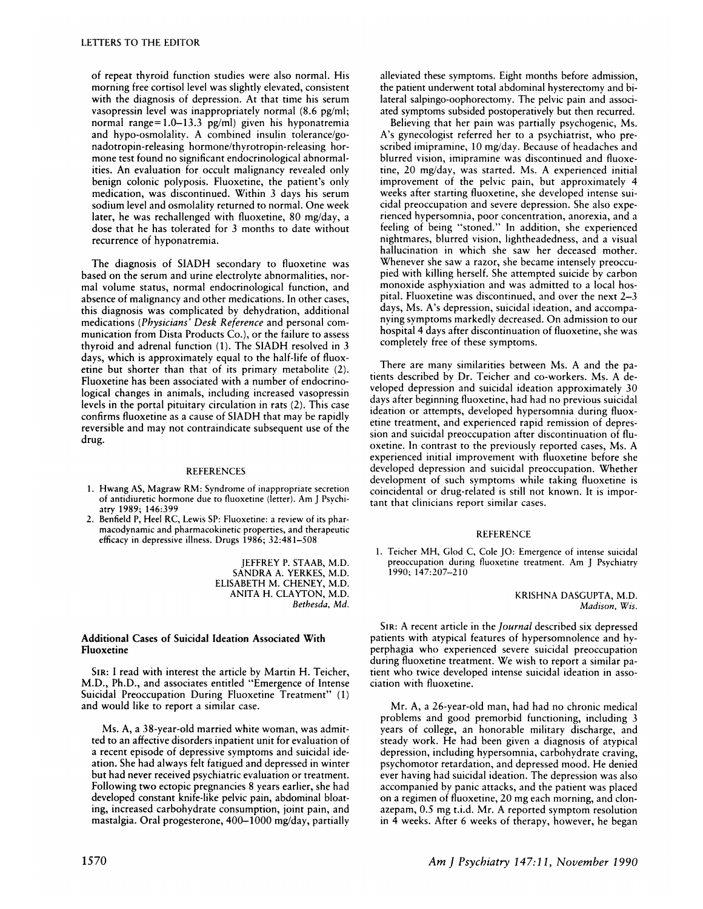of repeat thyroid function studies were also normal. His morning free cortisol level was slightly elevated, consistent with the diagnosis of depression. At that time his serum vasopressin level was inappropriately normal (8.6 pg/ml; normal range=1.0–13.3 pg/ml) given his hyponatremia and hypo-osmolality. A combined insulin tolerance/gonadotropin-releasing hormone/thyrotropin-releasing hormone test found no significant endocrinological abnormalities. An evaluation for occult malignancy revealed only benign colonic polyposis. Fluoxetine, the patient's only medication, was discontinued. Within 3 days his serum sodium level and osmolality returned to normal. One week later, he was rechallenged with fluoxetine, 80 mg/day, a dose that he has tolerated for 3 months to date without recurrence of hyponatremia.

The diagnosis of SIADH secondary to fluoxetine was based on the serum and urine electrolyte abnormalities, normal volume status, normal endocrinological function, and absence of malignancy and other medications. In other cases, this diagnosis was complicated by dehydration, additional medications (*Physicians' Desk Reference* and personal communication from Dista Products Co.), or the failure to assess thyroid and adrenal function (1). The SIADH resolved in 3 days, which is approximately equal to the half-life of fluoxetine but shorter than that of its primary metabolite (2). Fluoxetine has been associated with a number of endocrinological changes in animals, including increased vasopressin levels in the portal pituitary circulation in rats (2). This case confirms fluoxetine as a cause of SIADH that may be rapidly reversible and may not contraindicate subsequent use of the drug.

### REFERENCES

1. Hwang AS, Magraw RM: Syndrome of inappropriate secretion of antidiuretic hormone due to fluoxetine (letter). Am J Psychiatry 1989; 146:399
2. Benfield P, Heel RC, Lewis SP: Fluoxetine: a review of its pharmacodynamic and pharmacokinetic properties, and therapeutic efficacy in depressive illness. Drugs 1986; 32:481–508

JEFFREY P. STAAB, M.D.
SANDRA A. YERKES, M.D.
ELISABETH M. CHENEY, M.D.
ANITA H. CLAYTON, M.D.
*Bethesda, Md.*

## Additional Cases of Suicidal Ideation Associated With Fluoxetine

SIR: I read with interest the article by Martin H. Teicher, M.D., Ph.D., and associates entitled "Emergence of Intense Suicidal Preoccupation During Fluoxetine Treatment" (1) and would like to report a similar case.

Ms. A, a 38-year-old married white woman, was admitted to an affective disorders inpatient unit for evaluation of a recent episode of depressive symptoms and suicidal ideation. She had always felt fatigued and depressed in winter but had never received psychiatric evaluation or treatment. Following two ectopic pregnancies 8 years earlier, she had developed constant knife-like pelvic pain, abdominal bloating, increased carbohydrate consumption, joint pain, and mastalgia. Oral progesterone, 400–1000 mg/day, partially alleviated these symptoms. Eight months before admission, the patient underwent total abdominal hysterectomy and bilateral salpingo-oophorectomy. The pelvic pain and associated symptoms subsided postoperatively but then recurred.

Believing that her pain was partially psychogenic, Ms. A's gynecologist referred her to a psychiatrist, who prescribed imipramine, 10 mg/day. Because of headaches and blurred vision, imipramine was discontinued and fluoxetine, 20 mg/day, was started. Ms. A experienced initial improvement of the pelvic pain, but approximately 4 weeks after starting fluoxetine, she developed intense suicidal preoccupation and severe depression. She also experienced hypersomnia, poor concentration, anorexia, and a feeling of being "stoned." In addition, she experienced nightmares, blurred vision, lightheadedness, and a visual hallucination in which she saw her deceased mother. Whenever she saw a razor, she became intensely preoccupied with killing herself. She attempted suicide by carbon monoxide asphyxiation and was admitted to a local hospital. Fluoxetine was discontinued, and over the next 2–3 days, Ms. A's depression, suicidal ideation, and accompanying symptoms markedly decreased. On admission to our hospital 4 days after discontinuation of fluoxetine, she was completely free of these symptoms.

There are many similarities between Ms. A and the patients described by Dr. Teicher and co-workers. Ms. A developed depression and suicidal ideation approximately 30 days after beginning fluoxetine, had had no previous suicidal ideation or attempts, developed hypersomnia during fluoxetine treatment, and experienced rapid remission of depression and suicidal preoccupation after discontinuation of fluoxetine. In contrast to the previously reported cases, Ms. A experienced initial improvement with fluoxetine before she developed depression and suicidal preoccupation. Whether development of such symptoms while taking fluoxetine is coincidental or drug-related is still not known. It is important that clinicians report similar cases.

### REFERENCE

1. Teicher MH, Glod C, Cole JO: Emergence of intense suicidal preoccupation during fluoxetine treatment. Am J Psychiatry 1990; 147:207–210

KRISHNA DASGUPTA, M.D.
*Madison, Wis.*

SIR: A recent article in the *Journal* described six depressed patients with atypical features of hypersomnolence and hyperphagia who experienced severe suicidal preoccupation during fluoxetine treatment. We wish to report a similar patient who twice developed intense suicidal ideation in association with fluoxetine.

Mr. A, a 26-year-old man, had had no chronic medical problems and good premorbid functioning, including 3 years of college, an honorable military discharge, and steady work. He had been given a diagnosis of atypical depression, including hypersomnia, carbohydrate craving, psychomotor retardation, and depressed mood. He denied ever having had suicidal ideation. The depression was also accompanied by panic attacks, and the patient was placed on a regimen of fluoxetine, 20 mg each morning, and clonazepam, 0.5 mg t.i.d. Mr. A reported symptom resolution in 4 weeks. After 6 weeks of therapy, however, he began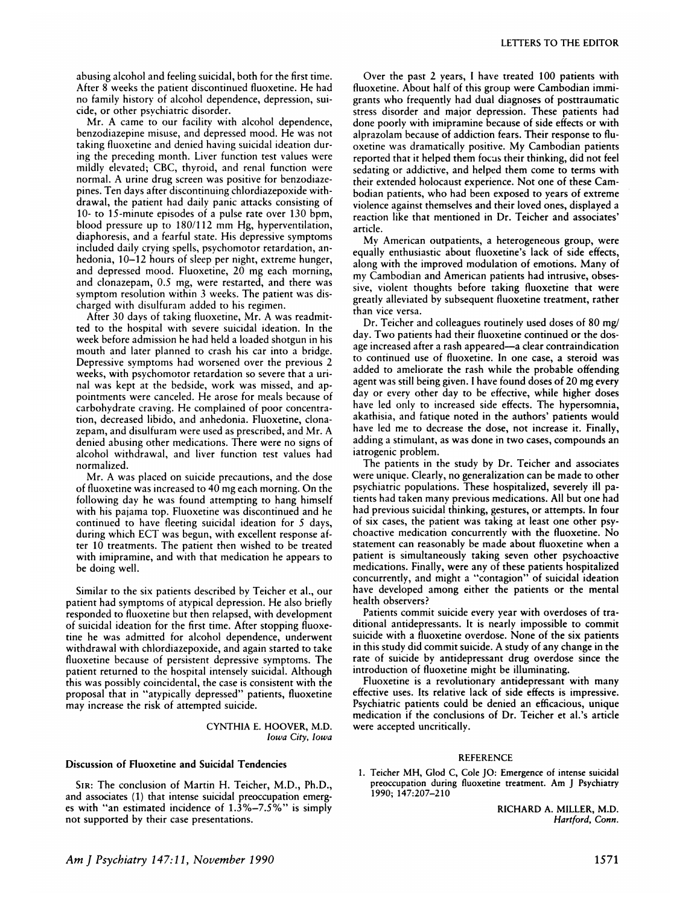abusing alcohol and feeling suicidal, both for the first time. After 8 weeks the patient discontinued fluoxetine. He had no family history of alcohol dependence, depression, suicide, or other psychiatric disorder.

Mr. A came to our facility with alcohol dependence, benzodiazepine misuse, and depressed mood. He was not taking fluoxetine and denied having suicidal ideation during the preceding month. Liver function test values were mildly elevated; CBC, thyroid, and renal function were normal. A urine drug screen was positive for benzodiazepines. Ten days after discontinuing chlordiazepoxide withdrawal, the patient had daily panic attacks consisting of 10- to 15-minute episodes of a pulse rate over 130 bpm, blood pressure up to 180/112 mm Hg, hyperventilation, diaphoresis, and a fearful state. His depressive symptoms included daily crying spells, psychomotor retardation, anhedonia, 10–12 hours of sleep per night, extreme hunger, and depressed mood. Fluoxetine, 20 mg each morning, and clonazepam, 0.5 mg, were restarted, and there was symptom resolution within 3 weeks. The patient was discharged with disulfuram added to his regimen.

After 30 days of taking fluoxetine, Mr. A was readmitted to the hospital with severe suicidal ideation. In the week before admission he had held a loaded shotgun in his mouth and later planned to crash his car into a bridge. Depressive symptoms had worsened over the previous 2 weeks, with psychomotor retardation so severe that a urinal was kept at the bedside, work was missed, and appointments were canceled. He arose for meals because of carbohydrate craving. He complained of poor concentration, decreased libido, and anhedonia. Fluoxetine, clonazepam, and disulfuram were used as prescribed, and Mr. A denied abusing other medications. There were no signs of alcohol withdrawal, and liver function test values had normalized.

Mr. A was placed on suicide precautions, and the dose of fluoxetine was increased to 40 mg each morning. On the following day he was found attempting to hang himself with his pajama top. Fluoxetine was discontinued and he continued to have fleeting suicidal ideation for 5 days, during which ECT was begun, with excellent response after 10 treatments. The patient then wished to be treated with imipramine, and with that medication he appears to be doing well.

Similar to the six patients described by Teicher et al., our patient had symptoms of atypical depression. He also briefly responded to fluoxetine but then relapsed, with development of suicidal ideation for the first time. After stopping fluoxetine he was admitted for alcohol dependence, underwent withdrawal with chlordiazepoxide, and again started to take fluoxetine because of persistent depressive symptoms. The patient returned to the hospital intensely suicidal. Although this was possibly coincidental, the case is consistent with the proposal that in "atypically depressed" patients, fluoxetine may increase the risk of attempted suicide.

CYNTHIA E. HOOVER, M.D.
*Iowa City, Iowa*

### Discussion of Fluoxetine and Suicidal Tendencies

SIR: The conclusion of Martin H. Teicher, M.D., Ph.D., and associates (1) that intense suicidal preoccupation emerges with "an estimated incidence of 1.3%–7.5%" is simply not supported by their case presentations.

Over the past 2 years, I have treated 100 patients with fluoxetine. About half of this group were Cambodian immigrants who frequently had dual diagnoses of posttraumatic stress disorder and major depression. These patients had done poorly with imipramine because of side effects or with alprazolam because of addiction fears. Their response to fluoxetine was dramatically positive. My Cambodian patients reported that it helped them focus their thinking, did not feel sedating or addictive, and helped them come to terms with their extended holocaust experience. Not one of these Cambodian patients, who had been exposed to years of extreme violence against themselves and their loved ones, displayed a reaction like that mentioned in Dr. Teicher and associates' article.

My American outpatients, a heterogeneous group, were equally enthusiastic about fluoxetine's lack of side effects, along with the improved modulation of emotions. Many of my Cambodian and American patients had intrusive, obsessive, violent thoughts before taking fluoxetine that were greatly alleviated by subsequent fluoxetine treatment, rather than vice versa.

Dr. Teicher and colleagues routinely used doses of 80 mg/day. Two patients had their fluoxetine continued or the dosage increased after a rash appeared—a clear contraindication to continued use of fluoxetine. In one case, a steroid was added to ameliorate the rash while the probable offending agent was still being given. I have found doses of 20 mg every day or every other day to be effective, while higher doses have led only to increased side effects. The hypersomnia, akathisia, and fatique noted in the authors' patients would have led me to decrease the dose, not increase it. Finally, adding a stimulant, as was done in two cases, compounds an iatrogenic problem.

The patients in the study by Dr. Teicher and associates were unique. Clearly, no generalization can be made to other psychiatric populations. These hospitalized, severely ill patients had taken many previous medications. All but one had had previous suicidal thinking, gestures, or attempts. In four of six cases, the patient was taking at least one other psychoactive medication concurrently with the fluoxetine. No statement can reasonably be made about fluoxetine when a patient is simultaneously taking seven other psychoactive medications. Finally, were any of these patients hospitalized concurrently, and might a "contagion" of suicidal ideation have developed among either the patients or the mental health observers?

Patients commit suicide every year with overdoses of traditional antidepressants. It is nearly impossible to commit suicide with a fluoxetine overdose. None of the six patients in this study did commit suicide. A study of any change in the rate of suicide by antidepressant drug overdose since the introduction of fluoxetine might be illuminating.

Fluoxetine is a revolutionary antidepressant with many effective uses. Its relative lack of side effects is impressive. Psychiatric patients could be denied an efficacious, unique medication if the conclusions of Dr. Teicher et al.'s article were accepted uncritically.

#### REFERENCE

1. Teicher MH, Glod C, Cole JO: Emergence of intense suicidal preoccupation during fluoxetine treatment. Am J Psychiatry 1990; 147:207–210

RICHARD A. MILLER, M.D.
*Hartford, Conn.*